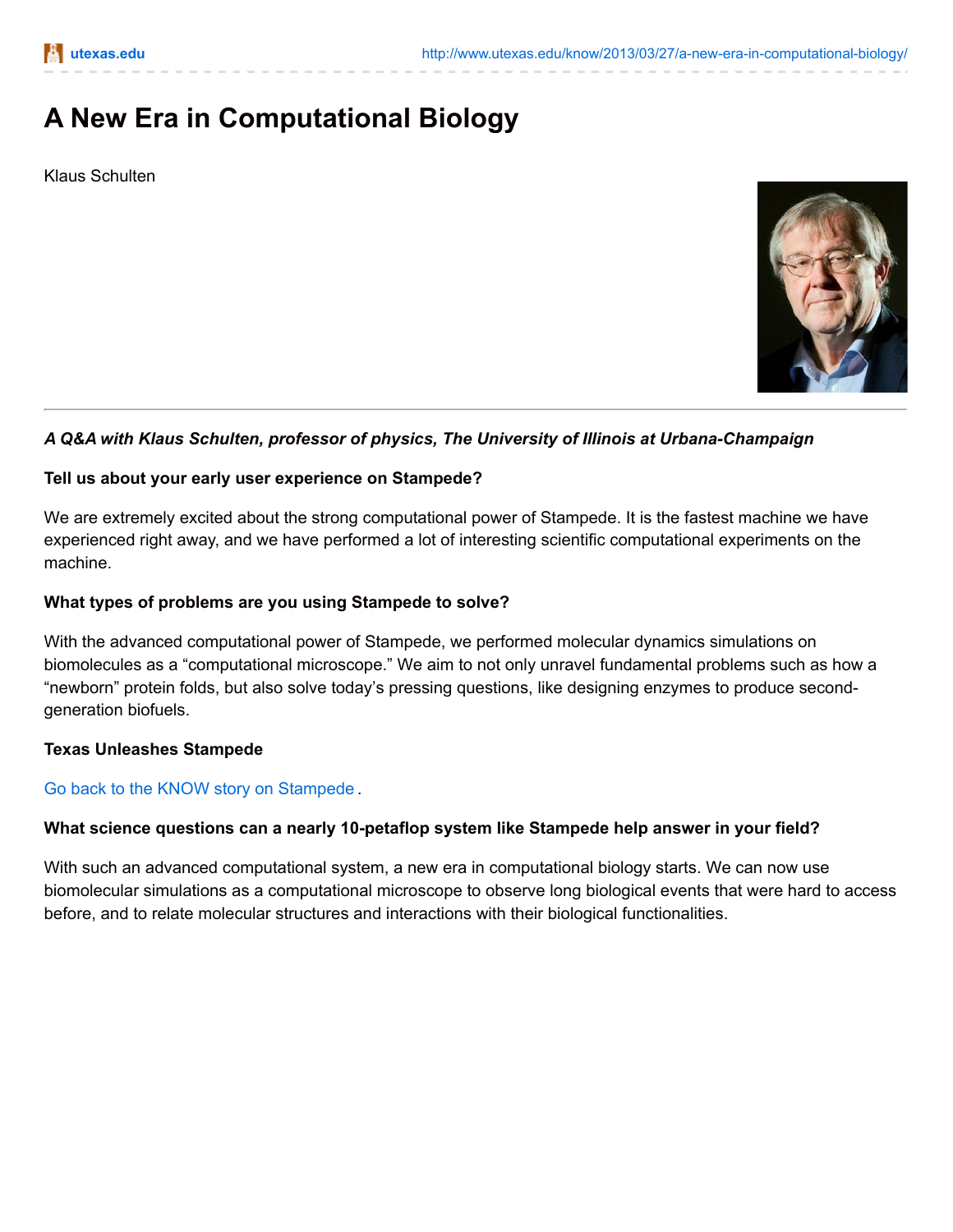# A New Era in Computational Biology

Klaus Schulten

***A Q&A with Klaus Schulten, professor of physics, The University of Illinois at Urbana-Champaign***

**Tell us about your early user experience on Stampede?**

We are extremely excited about the strong computational power of Stampede. It is the fastest machine we have experienced right away, and we have performed a lot of interesting scientific computational experiments on the machine.

**What types of problems are you using Stampede to solve?**

With the advanced computational power of Stampede, we performed molecular dynamics simulations on biomolecules as a "computational microscope." We aim to not only unravel fundamental problems such as how a "newborn" protein folds, but also solve today's pressing questions, like designing enzymes to produce second-generation biofuels.

**Texas Unleashes Stampede**

Go back to the KNOW story on Stampede .

**What science questions can a nearly 10-petaflop system like Stampede help answer in your field?**

With such an advanced computational system, a new era in computational biology starts. We can now use biomolecular simulations as a computational microscope to observe long biological events that were hard to access before, and to relate molecular structures and interactions with their biological functionalities.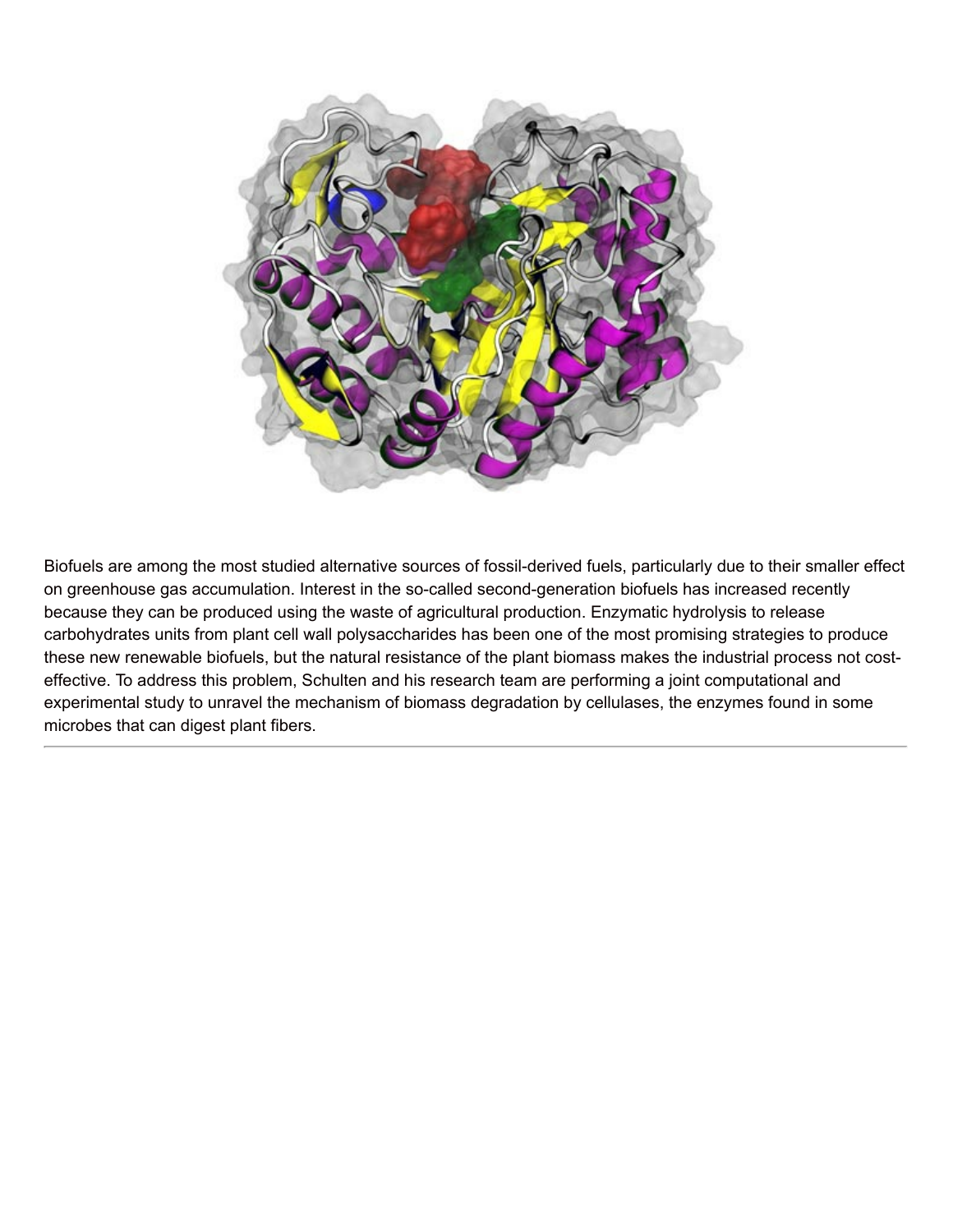Biofuels are among the most studied alternative sources of fossil-derived fuels, particularly due to their smaller effect on greenhouse gas accumulation. Interest in the so-called second-generation biofuels has increased recently because they can be produced using the waste of agricultural production. Enzymatic hydrolysis to release carbohydrates units from plant cell wall polysaccharides has been one of the most promising strategies to produce these new renewable biofuels, but the natural resistance of the plant biomass makes the industrial process not cost-effective. To address this problem, Schulten and his research team are performing a joint computational and experimental study to unravel the mechanism of biomass degradation by cellulases, the enzymes found in some microbes that can digest plant fibers.

---